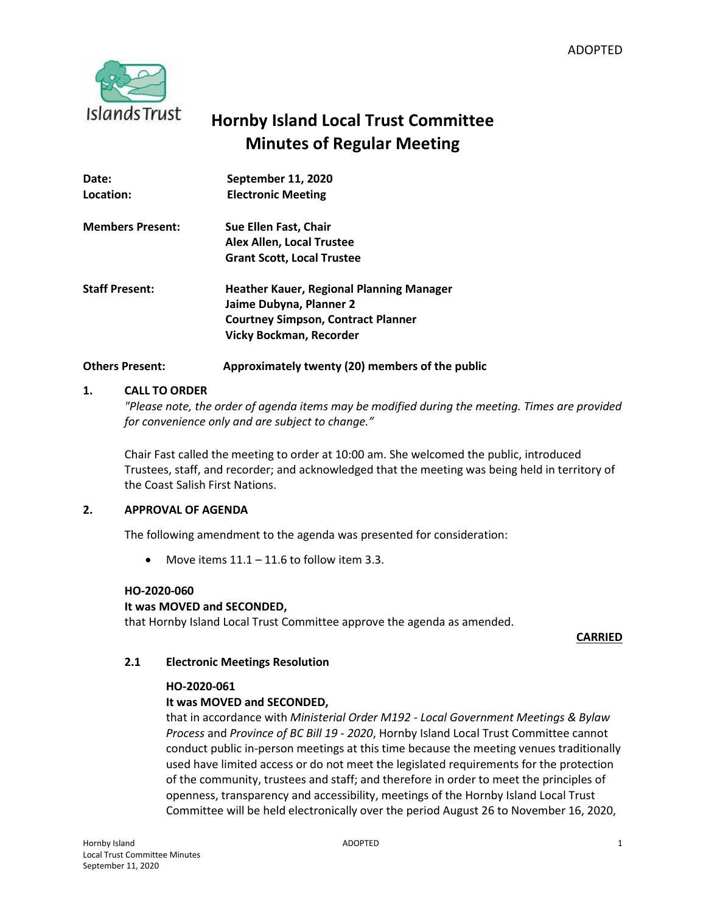ADOPTED

Islands Trust

# Hornby Island Local Trust Committee
# Minutes of Regular Meeting

| | |
|---|---|
| **Date:** | **September 11, 2020** |
| **Location:** | **Electronic Meeting** |
| **Members Present:** | **Sue Ellen Fast, Chair**<br>**Alex Allen, Local Trustee**<br>**Grant Scott, Local Trustee** |
| **Staff Present:** | **Heather Kauer, Regional Planning Manager**<br>**Jaime Dubyna, Planner 2**<br>**Courtney Simpson, Contract Planner**<br>**Vicky Bockman, Recorder** |
| **Others Present:** | **Approximately twenty (20) members of the public** |

## 1. CALL TO ORDER

*"Please note, the order of agenda items may be modified during the meeting. Times are provided for convenience only and are subject to change."*

Chair Fast called the meeting to order at 10:00 am. She welcomed the public, introduced Trustees, staff, and recorder; and acknowledged that the meeting was being held in territory of the Coast Salish First Nations.

## 2. APPROVAL OF AGENDA

The following amendment to the agenda was presented for consideration:

- Move items 11.1 – 11.6 to follow item 3.3.

**HO-2020-060**

**It was MOVED and SECONDED,**

that Hornby Island Local Trust Committee approve the agenda as amended.

**CARRIED**

### 2.1 Electronic Meetings Resolution

**HO-2020-061**

**It was MOVED and SECONDED,**

that in accordance with *Ministerial Order M192 - Local Government Meetings & Bylaw Process* and *Province of BC Bill 19 - 2020*, Hornby Island Local Trust Committee cannot conduct public in-person meetings at this time because the meeting venues traditionally used have limited access or do not meet the legislated requirements for the protection of the community, trustees and staff; and therefore in order to meet the principles of openness, transparency and accessibility, meetings of the Hornby Island Local Trust Committee will be held electronically over the period August 26 to November 16, 2020,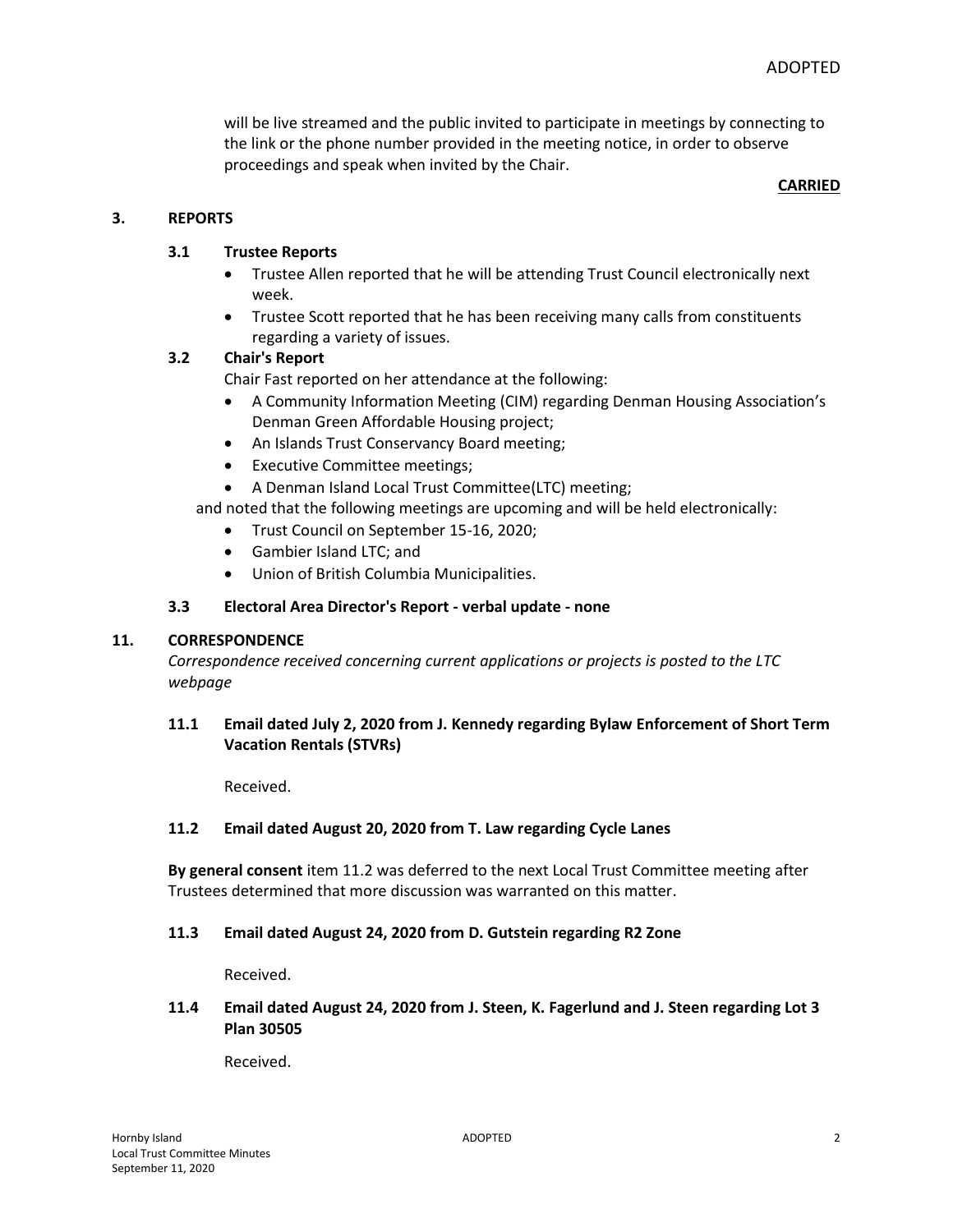ADOPTED

will be live streamed and the public invited to participate in meetings by connecting to the link or the phone number provided in the meeting notice, in order to observe proceedings and speak when invited by the Chair.

**CARRIED**

## 3. REPORTS

### 3.1 Trustee Reports

- Trustee Allen reported that he will be attending Trust Council electronically next week.
- Trustee Scott reported that he has been receiving many calls from constituents regarding a variety of issues.

### 3.2 Chair's Report

Chair Fast reported on her attendance at the following:

- A Community Information Meeting (CIM) regarding Denman Housing Association's Denman Green Affordable Housing project;
- An Islands Trust Conservancy Board meeting;
- Executive Committee meetings;
- A Denman Island Local Trust Committee(LTC) meeting;

and noted that the following meetings are upcoming and will be held electronically:

- Trust Council on September 15-16, 2020;
- Gambier Island LTC; and
- Union of British Columbia Municipalities.

### 3.3 Electoral Area Director's Report - verbal update - none

## 11. CORRESPONDENCE

*Correspondence received concerning current applications or projects is posted to the LTC webpage*

### 11.1 Email dated July 2, 2020 from J. Kennedy regarding Bylaw Enforcement of Short Term Vacation Rentals (STVRs)

Received.

### 11.2 Email dated August 20, 2020 from T. Law regarding Cycle Lanes

**By general consent** item 11.2 was deferred to the next Local Trust Committee meeting after Trustees determined that more discussion was warranted on this matter.

### 11.3 Email dated August 24, 2020 from D. Gutstein regarding R2 Zone

Received.

### 11.4 Email dated August 24, 2020 from J. Steen, K. Fagerlund and J. Steen regarding Lot 3 Plan 30505

Received.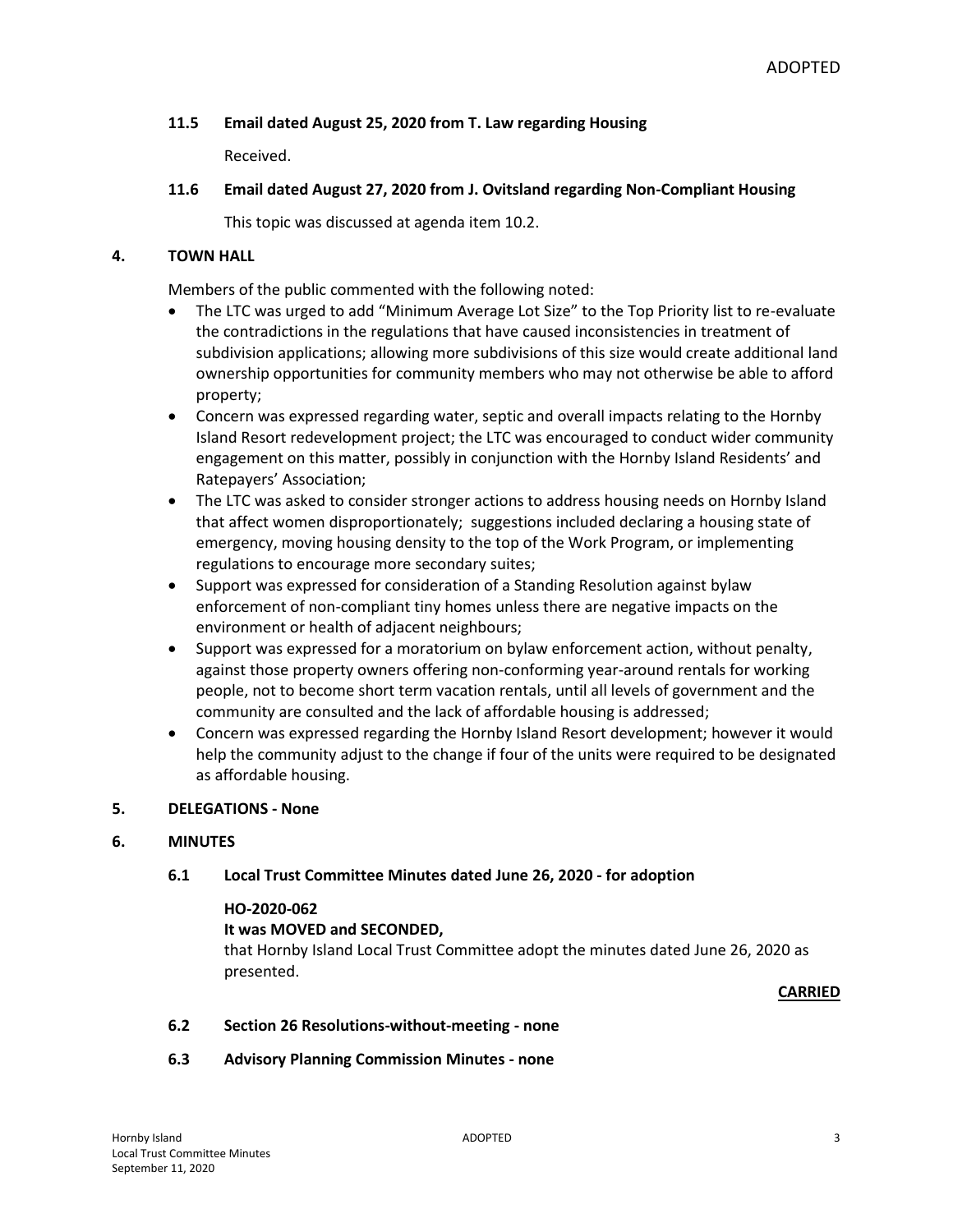### 11.5 Email dated August 25, 2020 from T. Law regarding Housing

Received.

### 11.6 Email dated August 27, 2020 from J. Ovitsland regarding Non-Compliant Housing

This topic was discussed at agenda item 10.2.

## 4. TOWN HALL

Members of the public commented with the following noted:

- The LTC was urged to add "Minimum Average Lot Size" to the Top Priority list to re-evaluate the contradictions in the regulations that have caused inconsistencies in treatment of subdivision applications; allowing more subdivisions of this size would create additional land ownership opportunities for community members who may not otherwise be able to afford property;
- Concern was expressed regarding water, septic and overall impacts relating to the Hornby Island Resort redevelopment project; the LTC was encouraged to conduct wider community engagement on this matter, possibly in conjunction with the Hornby Island Residents' and Ratepayers' Association;
- The LTC was asked to consider stronger actions to address housing needs on Hornby Island that affect women disproportionately; suggestions included declaring a housing state of emergency, moving housing density to the top of the Work Program, or implementing regulations to encourage more secondary suites;
- Support was expressed for consideration of a Standing Resolution against bylaw enforcement of non-compliant tiny homes unless there are negative impacts on the environment or health of adjacent neighbours;
- Support was expressed for a moratorium on bylaw enforcement action, without penalty, against those property owners offering non-conforming year-around rentals for working people, not to become short term vacation rentals, until all levels of government and the community are consulted and the lack of affordable housing is addressed;
- Concern was expressed regarding the Hornby Island Resort development; however it would help the community adjust to the change if four of the units were required to be designated as affordable housing.

## 5. DELEGATIONS - None

## 6. MINUTES

### 6.1 Local Trust Committee Minutes dated June 26, 2020 - for adoption

**HO-2020-062**
**It was MOVED and SECONDED,**
that Hornby Island Local Trust Committee adopt the minutes dated June 26, 2020 as presented.

**CARRIED**

### 6.2 Section 26 Resolutions-without-meeting - none

### 6.3 Advisory Planning Commission Minutes - none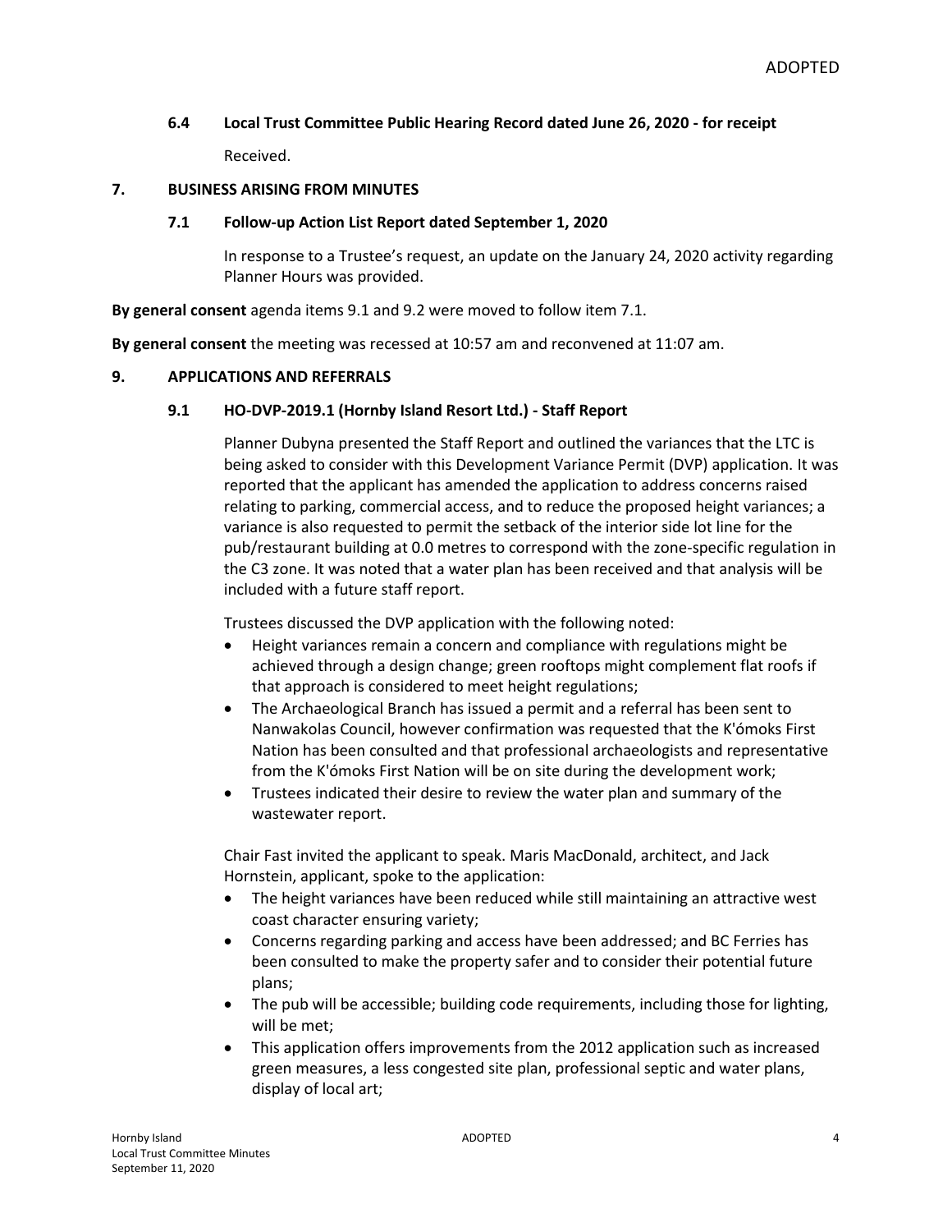### 6.4 Local Trust Committee Public Hearing Record dated June 26, 2020 - for receipt

Received.

## 7. BUSINESS ARISING FROM MINUTES

### 7.1 Follow-up Action List Report dated September 1, 2020

In response to a Trustee's request, an update on the January 24, 2020 activity regarding Planner Hours was provided.

**By general consent** agenda items 9.1 and 9.2 were moved to follow item 7.1.

**By general consent** the meeting was recessed at 10:57 am and reconvened at 11:07 am.

## 9. APPLICATIONS AND REFERRALS

### 9.1 HO-DVP-2019.1 (Hornby Island Resort Ltd.) - Staff Report

Planner Dubyna presented the Staff Report and outlined the variances that the LTC is being asked to consider with this Development Variance Permit (DVP) application. It was reported that the applicant has amended the application to address concerns raised relating to parking, commercial access, and to reduce the proposed height variances; a variance is also requested to permit the setback of the interior side lot line for the pub/restaurant building at 0.0 metres to correspond with the zone-specific regulation in the C3 zone. It was noted that a water plan has been received and that analysis will be included with a future staff report.

Trustees discussed the DVP application with the following noted:

- Height variances remain a concern and compliance with regulations might be achieved through a design change; green rooftops might complement flat roofs if that approach is considered to meet height regulations;
- The Archaeological Branch has issued a permit and a referral has been sent to Nanwakolas Council, however confirmation was requested that the K'ómoks First Nation has been consulted and that professional archaeologists and representative from the K'ómoks First Nation will be on site during the development work;
- Trustees indicated their desire to review the water plan and summary of the wastewater report.

Chair Fast invited the applicant to speak. Maris MacDonald, architect, and Jack Hornstein, applicant, spoke to the application:

- The height variances have been reduced while still maintaining an attractive west coast character ensuring variety;
- Concerns regarding parking and access have been addressed; and BC Ferries has been consulted to make the property safer and to consider their potential future plans;
- The pub will be accessible; building code requirements, including those for lighting, will be met;
- This application offers improvements from the 2012 application such as increased green measures, a less congested site plan, professional septic and water plans, display of local art;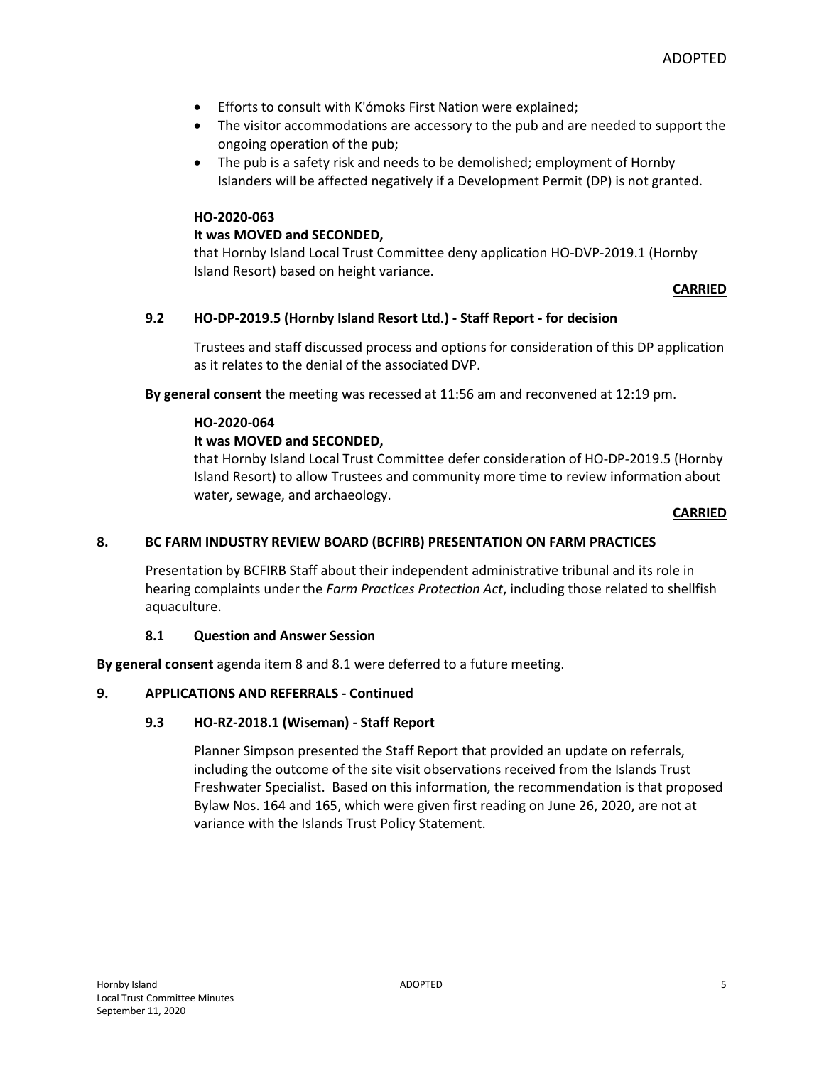- Efforts to consult with K'ómoks First Nation were explained;
- The visitor accommodations are accessory to the pub and are needed to support the ongoing operation of the pub;
- The pub is a safety risk and needs to be demolished; employment of Hornby Islanders will be affected negatively if a Development Permit (DP) is not granted.

**HO-2020-063**

**It was MOVED and SECONDED,**

that Hornby Island Local Trust Committee deny application HO-DVP-2019.1 (Hornby Island Resort) based on height variance.

**CARRIED**

### 9.2 HO-DP-2019.5 (Hornby Island Resort Ltd.) - Staff Report - for decision

Trustees and staff discussed process and options for consideration of this DP application as it relates to the denial of the associated DVP.

**By general consent** the meeting was recessed at 11:56 am and reconvened at 12:19 pm.

**HO-2020-064**

**It was MOVED and SECONDED,**

that Hornby Island Local Trust Committee defer consideration of HO-DP-2019.5 (Hornby Island Resort) to allow Trustees and community more time to review information about water, sewage, and archaeology.

**CARRIED**

## 8. BC FARM INDUSTRY REVIEW BOARD (BCFIRB) PRESENTATION ON FARM PRACTICES

Presentation by BCFIRB Staff about their independent administrative tribunal and its role in hearing complaints under the *Farm Practices Protection Act*, including those related to shellfish aquaculture.

### 8.1 Question and Answer Session

**By general consent** agenda item 8 and 8.1 were deferred to a future meeting.

## 9. APPLICATIONS AND REFERRALS - Continued

### 9.3 HO-RZ-2018.1 (Wiseman) - Staff Report

Planner Simpson presented the Staff Report that provided an update on referrals, including the outcome of the site visit observations received from the Islands Trust Freshwater Specialist. Based on this information, the recommendation is that proposed Bylaw Nos. 164 and 165, which were given first reading on June 26, 2020, are not at variance with the Islands Trust Policy Statement.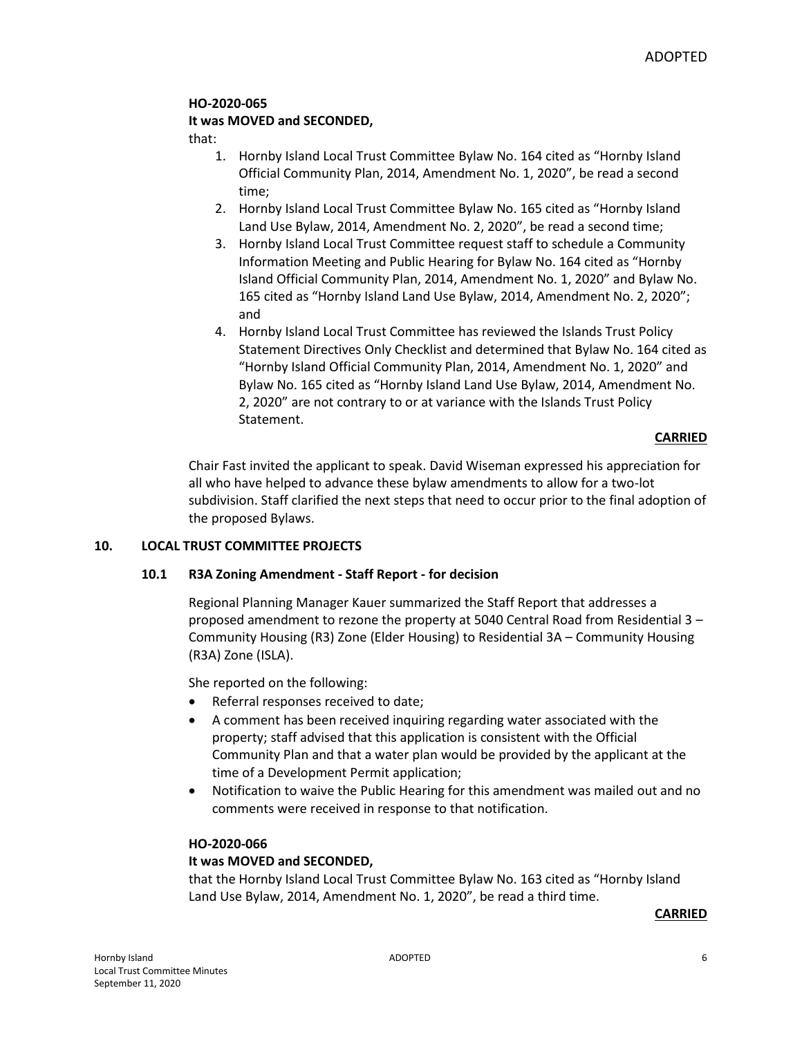**HO-2020-065**

**It was MOVED and SECONDED,**

that:

1. Hornby Island Local Trust Committee Bylaw No. 164 cited as "Hornby Island Official Community Plan, 2014, Amendment No. 1, 2020", be read a second time;
2. Hornby Island Local Trust Committee Bylaw No. 165 cited as "Hornby Island Land Use Bylaw, 2014, Amendment No. 2, 2020", be read a second time;
3. Hornby Island Local Trust Committee request staff to schedule a Community Information Meeting and Public Hearing for Bylaw No. 164 cited as "Hornby Island Official Community Plan, 2014, Amendment No. 1, 2020" and Bylaw No. 165 cited as "Hornby Island Land Use Bylaw, 2014, Amendment No. 2, 2020"; and
4. Hornby Island Local Trust Committee has reviewed the Islands Trust Policy Statement Directives Only Checklist and determined that Bylaw No. 164 cited as "Hornby Island Official Community Plan, 2014, Amendment No. 1, 2020" and Bylaw No. 165 cited as "Hornby Island Land Use Bylaw, 2014, Amendment No. 2, 2020" are not contrary to or at variance with the Islands Trust Policy Statement.

**CARRIED**

Chair Fast invited the applicant to speak. David Wiseman expressed his appreciation for all who have helped to advance these bylaw amendments to allow for a two-lot subdivision. Staff clarified the next steps that need to occur prior to the final adoption of the proposed Bylaws.

## 10. LOCAL TRUST COMMITTEE PROJECTS

### 10.1 R3A Zoning Amendment - Staff Report - for decision

Regional Planning Manager Kauer summarized the Staff Report that addresses a proposed amendment to rezone the property at 5040 Central Road from Residential 3 – Community Housing (R3) Zone (Elder Housing) to Residential 3A – Community Housing (R3A) Zone (ISLA).

She reported on the following:

- Referral responses received to date;
- A comment has been received inquiring regarding water associated with the property; staff advised that this application is consistent with the Official Community Plan and that a water plan would be provided by the applicant at the time of a Development Permit application;
- Notification to waive the Public Hearing for this amendment was mailed out and no comments were received in response to that notification.

**HO-2020-066**

**It was MOVED and SECONDED,**

that the Hornby Island Local Trust Committee Bylaw No. 163 cited as "Hornby Island Land Use Bylaw, 2014, Amendment No. 1, 2020", be read a third time.

**CARRIED**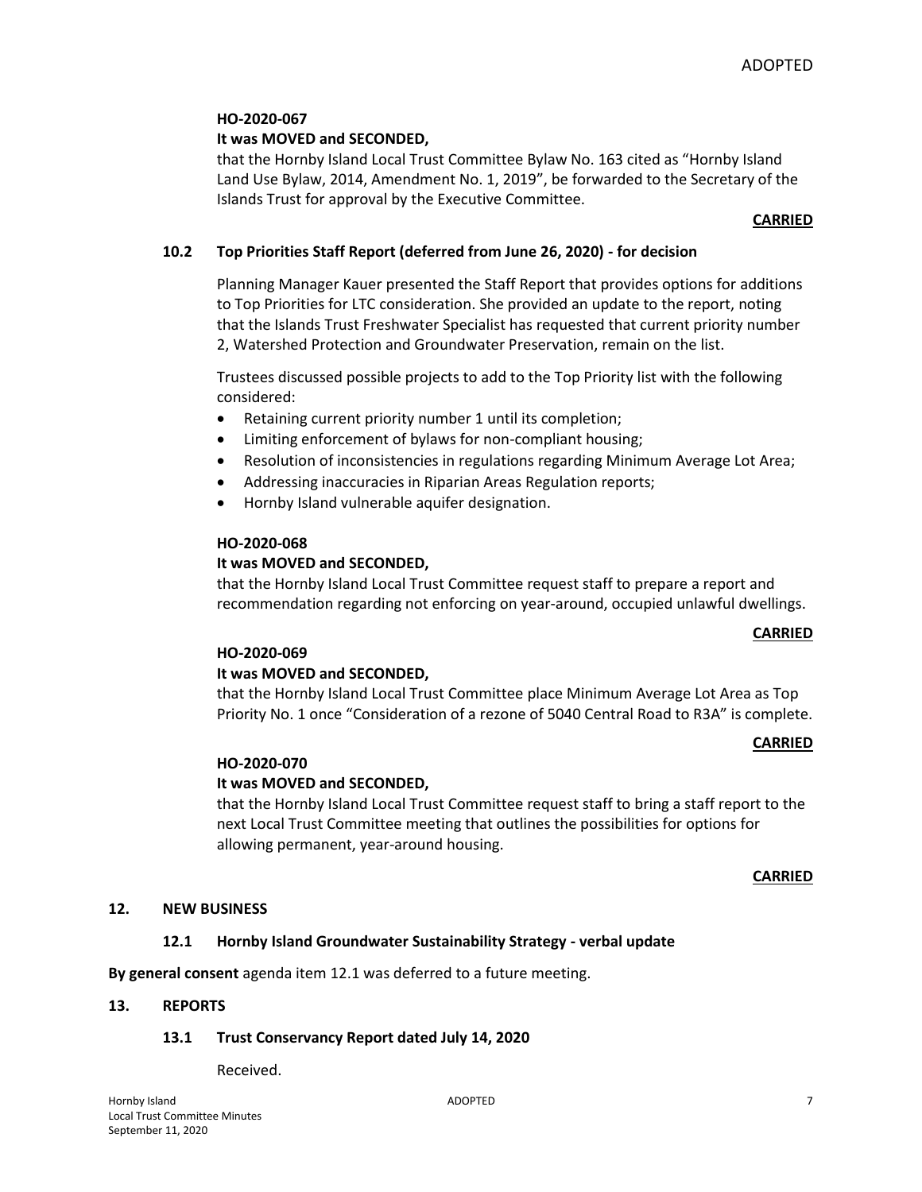ADOPTED

**HO-2020-067**
**It was MOVED and SECONDED,**
that the Hornby Island Local Trust Committee Bylaw No. 163 cited as "Hornby Island Land Use Bylaw, 2014, Amendment No. 1, 2019", be forwarded to the Secretary of the Islands Trust for approval by the Executive Committee.

**CARRIED**

### 10.2 Top Priorities Staff Report (deferred from June 26, 2020) - for decision

Planning Manager Kauer presented the Staff Report that provides options for additions to Top Priorities for LTC consideration. She provided an update to the report, noting that the Islands Trust Freshwater Specialist has requested that current priority number 2, Watershed Protection and Groundwater Preservation, remain on the list.

Trustees discussed possible projects to add to the Top Priority list with the following considered:

- Retaining current priority number 1 until its completion;
- Limiting enforcement of bylaws for non-compliant housing;
- Resolution of inconsistencies in regulations regarding Minimum Average Lot Area;
- Addressing inaccuracies in Riparian Areas Regulation reports;
- Hornby Island vulnerable aquifer designation.

**HO-2020-068**
**It was MOVED and SECONDED,**
that the Hornby Island Local Trust Committee request staff to prepare a report and recommendation regarding not enforcing on year-around, occupied unlawful dwellings.

**CARRIED**

**HO-2020-069**
**It was MOVED and SECONDED,**
that the Hornby Island Local Trust Committee place Minimum Average Lot Area as Top Priority No. 1 once "Consideration of a rezone of 5040 Central Road to R3A" is complete.

**CARRIED**

**HO-2020-070**
**It was MOVED and SECONDED,**
that the Hornby Island Local Trust Committee request staff to bring a staff report to the next Local Trust Committee meeting that outlines the possibilities for options for allowing permanent, year-around housing.

**CARRIED**

## 12. NEW BUSINESS

### 12.1 Hornby Island Groundwater Sustainability Strategy - verbal update

**By general consent** agenda item 12.1 was deferred to a future meeting.

## 13. REPORTS

### 13.1 Trust Conservancy Report dated July 14, 2020

Received.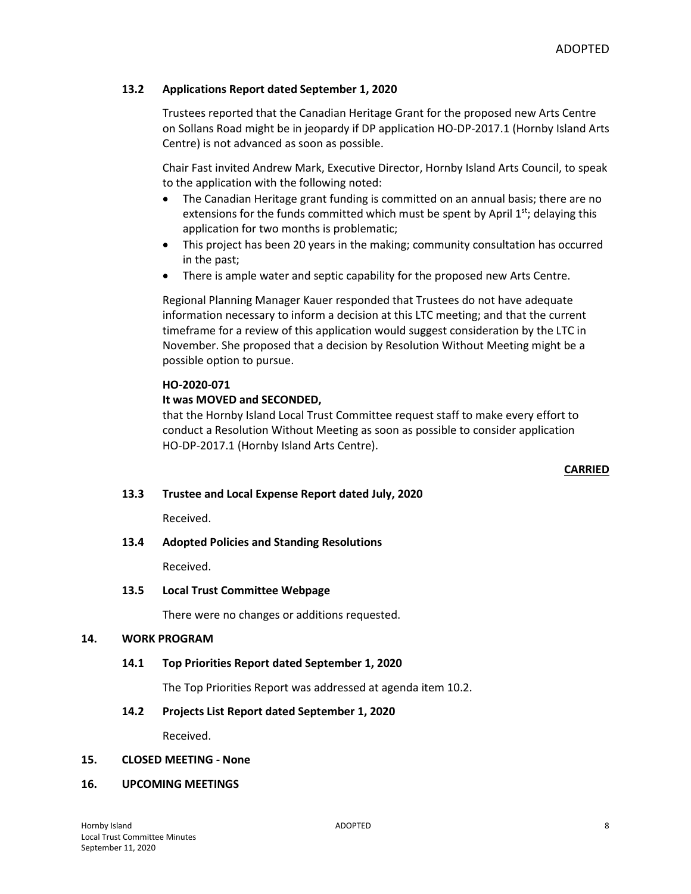ADOPTED

### 13.2 Applications Report dated September 1, 2020

Trustees reported that the Canadian Heritage Grant for the proposed new Arts Centre on Sollans Road might be in jeopardy if DP application HO-DP-2017.1 (Hornby Island Arts Centre) is not advanced as soon as possible.

Chair Fast invited Andrew Mark, Executive Director, Hornby Island Arts Council, to speak to the application with the following noted:

- The Canadian Heritage grant funding is committed on an annual basis; there are no extensions for the funds committed which must be spent by April 1st; delaying this application for two months is problematic;
- This project has been 20 years in the making; community consultation has occurred in the past;
- There is ample water and septic capability for the proposed new Arts Centre.

Regional Planning Manager Kauer responded that Trustees do not have adequate information necessary to inform a decision at this LTC meeting; and that the current timeframe for a review of this application would suggest consideration by the LTC in November. She proposed that a decision by Resolution Without Meeting might be a possible option to pursue.

**HO-2020-071**

**It was MOVED and SECONDED,**

that the Hornby Island Local Trust Committee request staff to make every effort to conduct a Resolution Without Meeting as soon as possible to consider application HO-DP-2017.1 (Hornby Island Arts Centre).

**CARRIED**

### 13.3 Trustee and Local Expense Report dated July, 2020

Received.

### 13.4 Adopted Policies and Standing Resolutions

Received.

### 13.5 Local Trust Committee Webpage

There were no changes or additions requested.

## 14. WORK PROGRAM

### 14.1 Top Priorities Report dated September 1, 2020

The Top Priorities Report was addressed at agenda item 10.2.

### 14.2 Projects List Report dated September 1, 2020

Received.

## 15. CLOSED MEETING - None

## 16. UPCOMING MEETINGS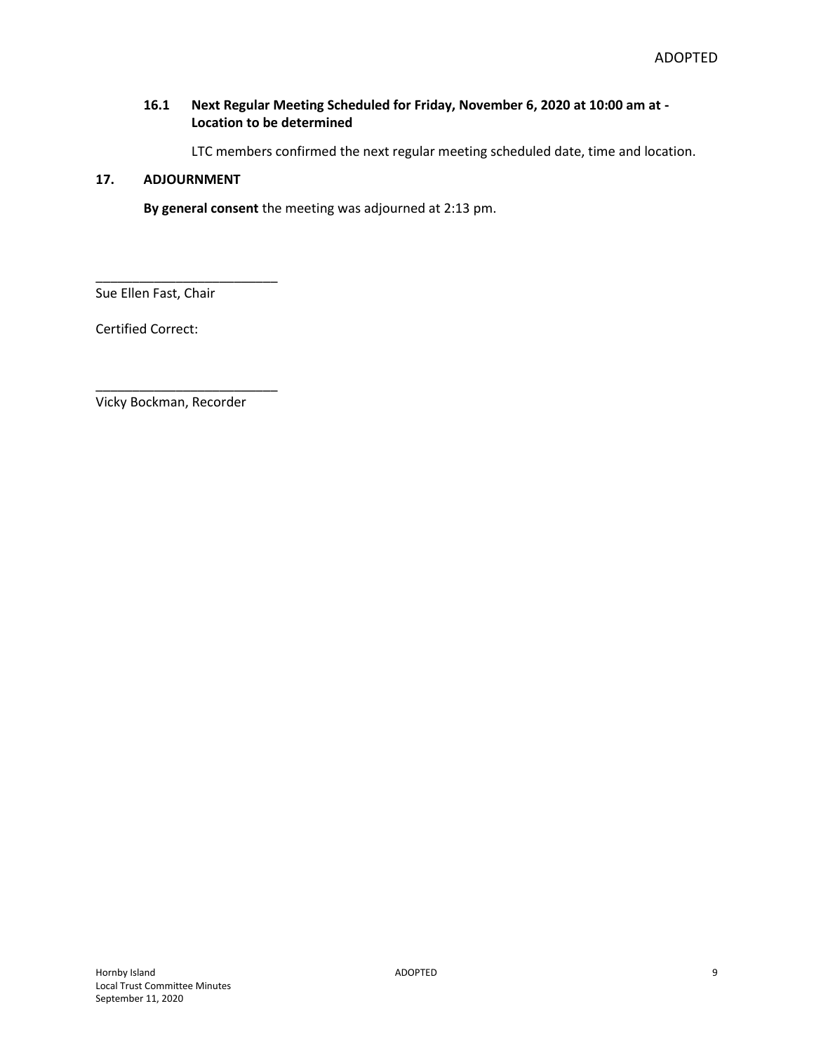ADOPTED

### 16.1 Next Regular Meeting Scheduled for Friday, November 6, 2020 at 10:00 am at - Location to be determined

LTC members confirmed the next regular meeting scheduled date, time and location.

## 17. ADJOURNMENT

**By general consent** the meeting was adjourned at 2:13 pm.

_________________________

Sue Ellen Fast, Chair

Certified Correct:

_________________________

Vicky Bockman, Recorder